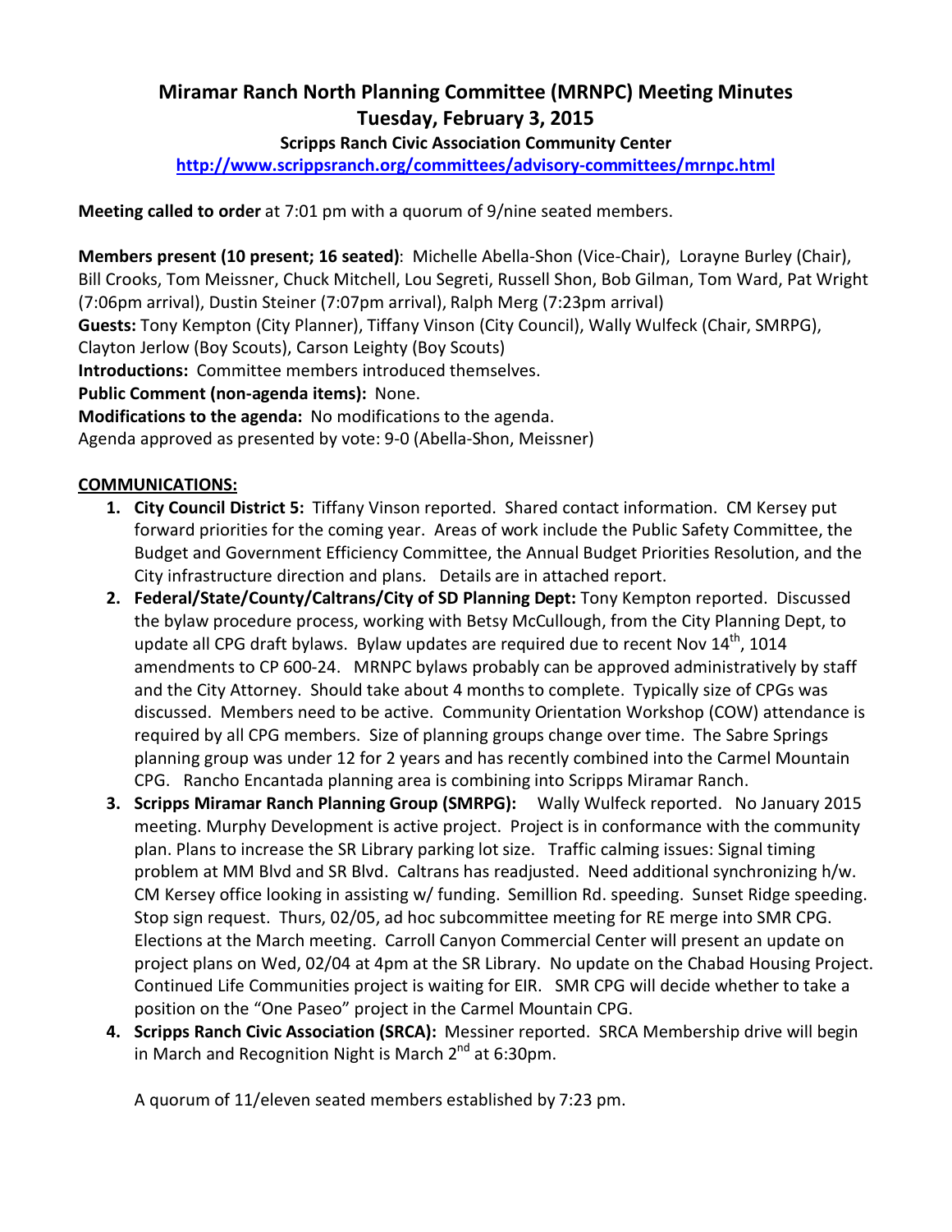# Miramar Ranch North Planning Committee (MRNPC) Meeting Minutes
## Tuesday, February 3, 2015
### Scripps Ranch Civic Association Community Center

http://www.scrippsranch.org/committees/advisory-committees/mrnpc.html

**Meeting called to order** at 7:01 pm with a quorum of 9/nine seated members.

**Members present (10 present; 16 seated)**: Michelle Abella-Shon (Vice-Chair), Lorayne Burley (Chair), Bill Crooks, Tom Meissner, Chuck Mitchell, Lou Segreti, Russell Shon, Bob Gilman, Tom Ward, Pat Wright (7:06pm arrival), Dustin Steiner (7:07pm arrival), Ralph Merg (7:23pm arrival)

**Guests:** Tony Kempton (City Planner), Tiffany Vinson (City Council), Wally Wulfeck (Chair, SMRPG), Clayton Jerlow (Boy Scouts), Carson Leighty (Boy Scouts)

**Introductions:** Committee members introduced themselves.

**Public Comment (non-agenda items):** None.

**Modifications to the agenda:** No modifications to the agenda.

Agenda approved as presented by vote: 9-0 (Abella-Shon, Meissner)

**COMMUNICATIONS:**

1. **City Council District 5:** Tiffany Vinson reported. Shared contact information. CM Kersey put forward priorities for the coming year. Areas of work include the Public Safety Committee, the Budget and Government Efficiency Committee, the Annual Budget Priorities Resolution, and the City infrastructure direction and plans. Details are in attached report.
2. **Federal/State/County/Caltrans/City of SD Planning Dept:** Tony Kempton reported. Discussed the bylaw procedure process, working with Betsy McCullough, from the City Planning Dept, to update all CPG draft bylaws. Bylaw updates are required due to recent Nov 14th, 1014 amendments to CP 600-24. MRNPC bylaws probably can be approved administratively by staff and the City Attorney. Should take about 4 months to complete. Typically size of CPGs was discussed. Members need to be active. Community Orientation Workshop (COW) attendance is required by all CPG members. Size of planning groups change over time. The Sabre Springs planning group was under 12 for 2 years and has recently combined into the Carmel Mountain CPG. Rancho Encantada planning area is combining into Scripps Miramar Ranch.
3. **Scripps Miramar Ranch Planning Group (SMRPG):** Wally Wulfeck reported. No January 2015 meeting. Murphy Development is active project. Project is in conformance with the community plan. Plans to increase the SR Library parking lot size. Traffic calming issues: Signal timing problem at MM Blvd and SR Blvd. Caltrans has readjusted. Need additional synchronizing h/w. CM Kersey office looking in assisting w/ funding. Semillion Rd. speeding. Sunset Ridge speeding. Stop sign request. Thurs, 02/05, ad hoc subcommittee meeting for RE merge into SMR CPG. Elections at the March meeting. Carroll Canyon Commercial Center will present an update on project plans on Wed, 02/04 at 4pm at the SR Library. No update on the Chabad Housing Project. Continued Life Communities project is waiting for EIR. SMR CPG will decide whether to take a position on the "One Paseo" project in the Carmel Mountain CPG.
4. **Scripps Ranch Civic Association (SRCA):** Messiner reported. SRCA Membership drive will begin in March and Recognition Night is March 2nd at 6:30pm.

   A quorum of 11/eleven seated members established by 7:23 pm.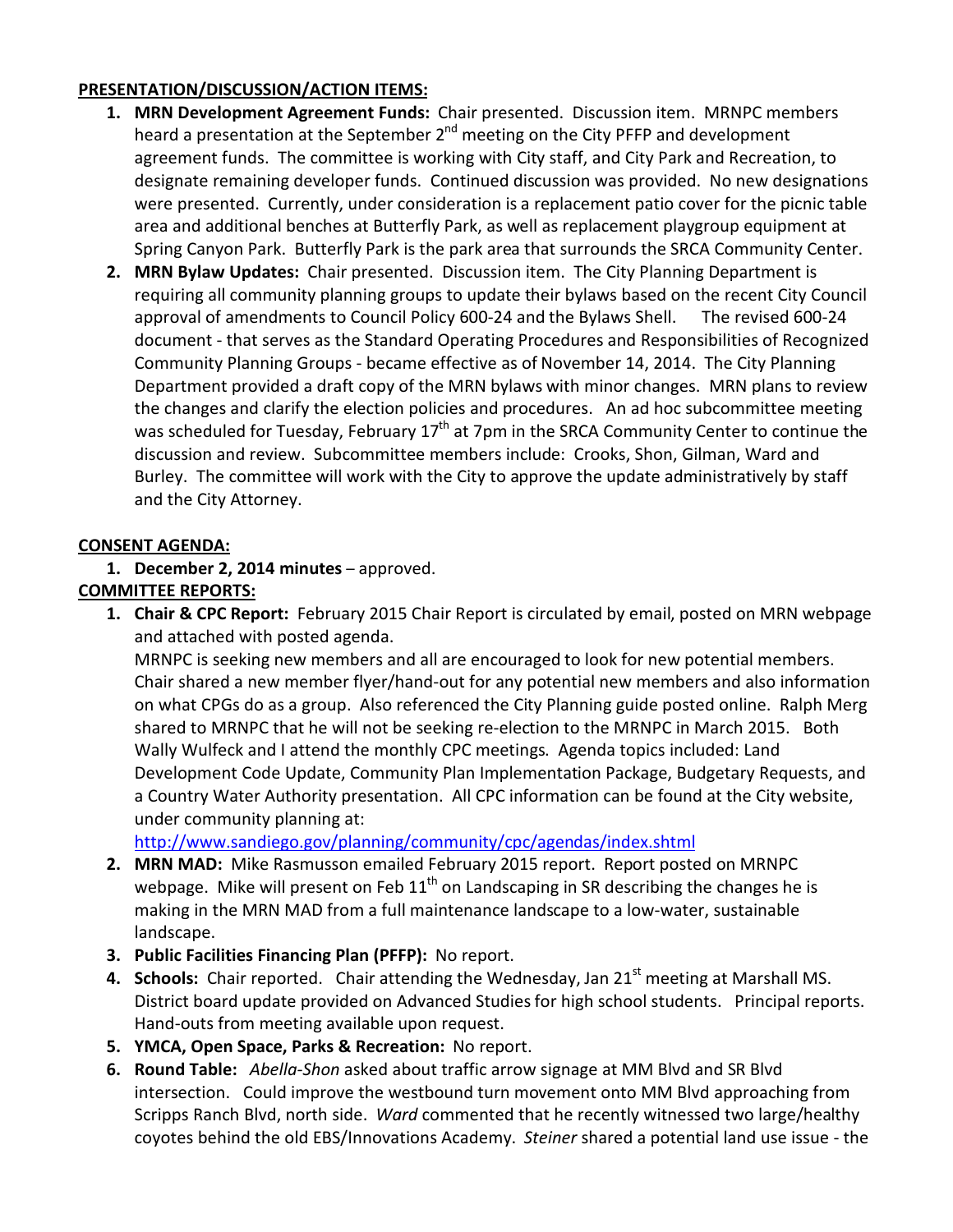**PRESENTATION/DISCUSSION/ACTION ITEMS:**

1. **MRN Development Agreement Funds:** Chair presented. Discussion item. MRNPC members heard a presentation at the September 2nd meeting on the City PFFP and development agreement funds. The committee is working with City staff, and City Park and Recreation, to designate remaining developer funds. Continued discussion was provided. No new designations were presented. Currently, under consideration is a replacement patio cover for the picnic table area and additional benches at Butterfly Park, as well as replacement playgroup equipment at Spring Canyon Park. Butterfly Park is the park area that surrounds the SRCA Community Center.
2. **MRN Bylaw Updates:** Chair presented. Discussion item. The City Planning Department is requiring all community planning groups to update their bylaws based on the recent City Council approval of amendments to Council Policy 600-24 and the Bylaws Shell. The revised 600-24 document - that serves as the Standard Operating Procedures and Responsibilities of Recognized Community Planning Groups - became effective as of November 14, 2014. The City Planning Department provided a draft copy of the MRN bylaws with minor changes. MRN plans to review the changes and clarify the election policies and procedures. An ad hoc subcommittee meeting was scheduled for Tuesday, February 17th at 7pm in the SRCA Community Center to continue the discussion and review. Subcommittee members include: Crooks, Shon, Gilman, Ward and Burley. The committee will work with the City to approve the update administratively by staff and the City Attorney.

**CONSENT AGENDA:**

1. **December 2, 2014 minutes** – approved.

**COMMITTEE REPORTS:**

1. **Chair & CPC Report:** February 2015 Chair Report is circulated by email, posted on MRN webpage and attached with posted agenda.
   MRNPC is seeking new members and all are encouraged to look for new potential members. Chair shared a new member flyer/hand-out for any potential new members and also information on what CPGs do as a group. Also referenced the City Planning guide posted online. Ralph Merg shared to MRNPC that he will not be seeking re-election to the MRNPC in March 2015. Both Wally Wulfeck and I attend the monthly CPC meetings. Agenda topics included: Land Development Code Update, Community Plan Implementation Package, Budgetary Requests, and a Country Water Authority presentation. All CPC information can be found at the City website, under community planning at:
   http://www.sandiego.gov/planning/community/cpc/agendas/index.shtml
2. **MRN MAD:** Mike Rasmusson emailed February 2015 report. Report posted on MRNPC webpage. Mike will present on Feb 11th on Landscaping in SR describing the changes he is making in the MRN MAD from a full maintenance landscape to a low-water, sustainable landscape.
3. **Public Facilities Financing Plan (PFFP):** No report.
4. **Schools:** Chair reported. Chair attending the Wednesday, Jan 21st meeting at Marshall MS. District board update provided on Advanced Studies for high school students. Principal reports. Hand-outs from meeting available upon request.
5. **YMCA, Open Space, Parks & Recreation:** No report.
6. **Round Table:** *Abella-Shon* asked about traffic arrow signage at MM Blvd and SR Blvd intersection. Could improve the westbound turn movement onto MM Blvd approaching from Scripps Ranch Blvd, north side. *Ward* commented that he recently witnessed two large/healthy coyotes behind the old EBS/Innovations Academy. *Steiner* shared a potential land use issue - the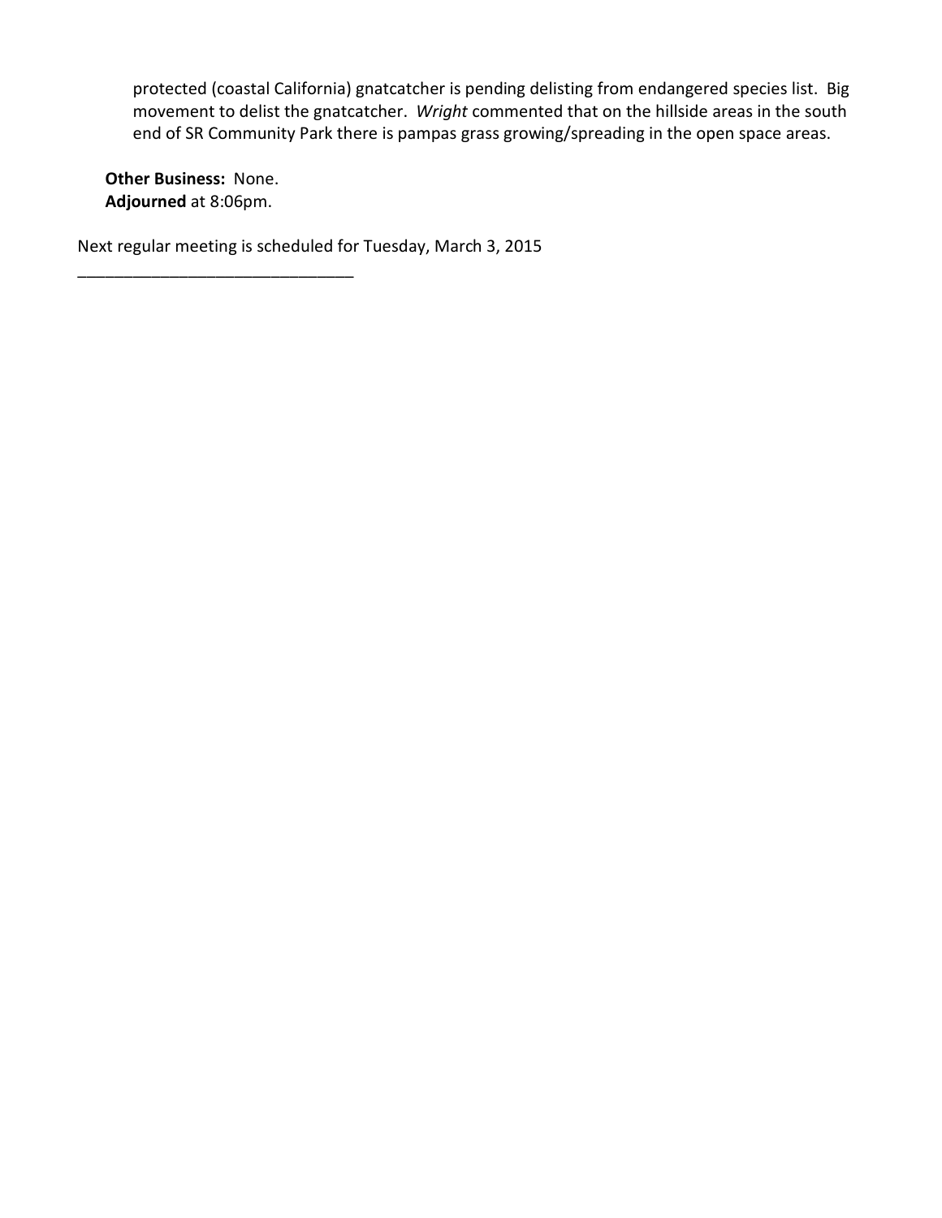protected (coastal California) gnatcatcher is pending delisting from endangered species list. Big movement to delist the gnatcatcher. *Wright* commented that on the hillside areas in the south end of SR Community Park there is pampas grass growing/spreading in the open space areas.

**Other Business:** None.
**Adjourned** at 8:06pm.

Next regular meeting is scheduled for Tuesday, March 3, 2015

______________________________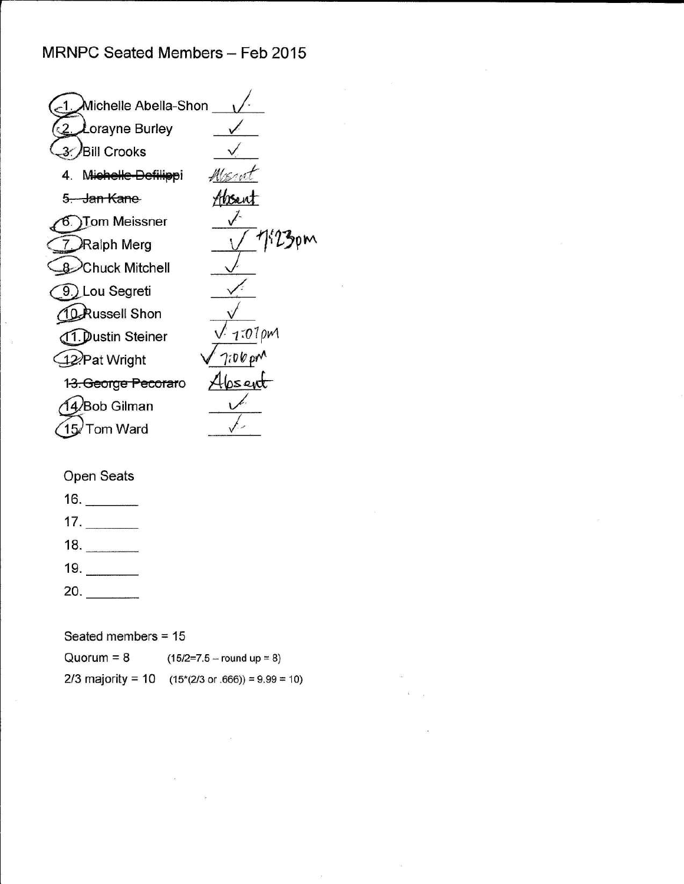# MRNPC Seated Members – Feb 2015

1. Michelle Abella-Shon ✓
2. Lorayne Burley ✓
3. Bill Crooks ✓
4. ~~Michelle Defilippi~~ Absent
5. ~~Jan Kane~~ Absent
6. Tom Meissner ✓
7. Ralph Merg ✓ 7:23pm
8. Chuck Mitchell ✓
9. Lou Segreti ✓
10. Russell Shon ✓
11. Dustin Steiner ✓ 7:07pm
12. Pat Wright ✓ 7:06pm
13. ~~George Pecoraro~~ Absent
14. Bob Gilman ✓
15. Tom Ward ✓

Open Seats

16. ________
17. ________
18. ________
19. ________
20. ________

Seated members = 15

Quorum = 8 (15/2=7.5 – round up = 8)

2/3 majority = 10 (15*(2/3 or .666)) = 9.99 = 10)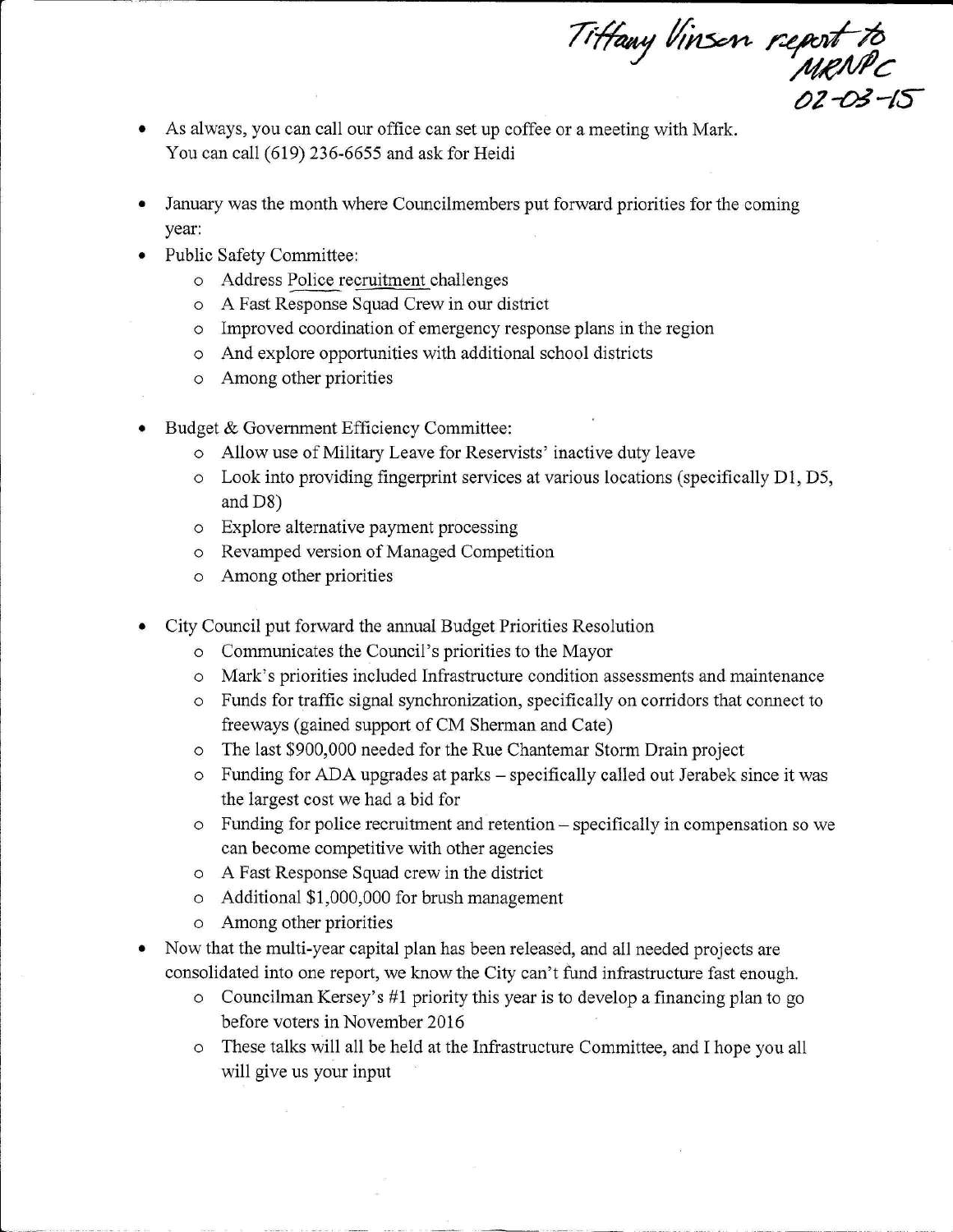Tiffany Vinson report to MRNPC 02-03-15

- As always, you can call our office can set up coffee or a meeting with Mark. You can call (619) 236-6655 and ask for Heidi

- January was the month where Councilmembers put forward priorities for the coming year:
- Public Safety Committee:
  - Address Police recruitment challenges
  - A Fast Response Squad Crew in our district
  - Improved coordination of emergency response plans in the region
  - And explore opportunities with additional school districts
  - Among other priorities

- Budget & Government Efficiency Committee:
  - Allow use of Military Leave for Reservists' inactive duty leave
  - Look into providing fingerprint services at various locations (specifically D1, D5, and D8)
  - Explore alternative payment processing
  - Revamped version of Managed Competition
  - Among other priorities

- City Council put forward the annual Budget Priorities Resolution
  - Communicates the Council's priorities to the Mayor
  - Mark's priorities included Infrastructure condition assessments and maintenance
  - Funds for traffic signal synchronization, specifically on corridors that connect to freeways (gained support of CM Sherman and Cate)
  - The last $900,000 needed for the Rue Chantemar Storm Drain project
  - Funding for ADA upgrades at parks – specifically called out Jerabek since it was the largest cost we had a bid for
  - Funding for police recruitment and retention – specifically in compensation so we can become competitive with other agencies
  - A Fast Response Squad crew in the district
  - Additional $1,000,000 for brush management
  - Among other priorities
- Now that the multi-year capital plan has been released, and all needed projects are consolidated into one report, we know the City can't fund infrastructure fast enough.
  - Councilman Kersey's #1 priority this year is to develop a financing plan to go before voters in November 2016
  - These talks will all be held at the Infrastructure Committee, and I hope you all will give us your input